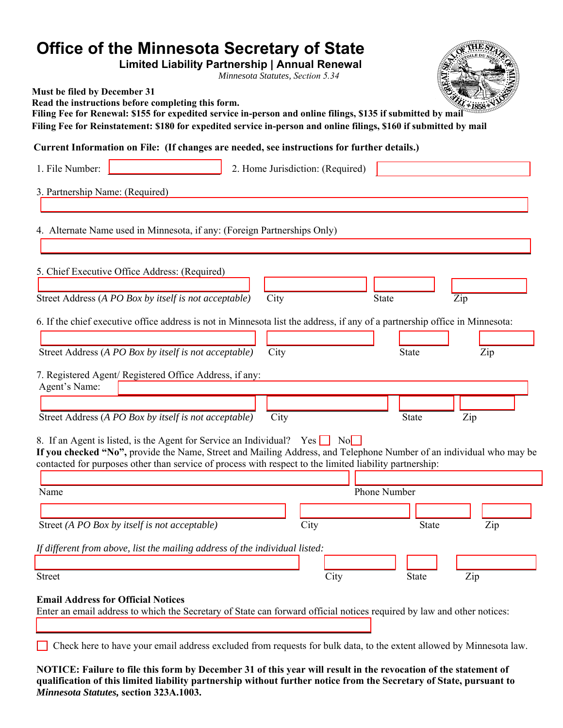# Office of the Minnesota Secretary of State

## Limited Liability Partnership | Annual Renewal

*Minnesota Statutes, Section 5.34*

**Must be filed by December 31**
**Read the instructions before completing this form.**
**Filing Fee for Renewal: $155 for expedited service in-person and online filings, $135 if submitted by mail**
**Filing Fee for Reinstatement: $180 for expedited service in-person and online filings, $160 if submitted by mail**

**Current Information on File: (If changes are needed, see instructions for further details.)**

1. File Number: \_\_\_\_\_\_\_\_\_\_ 2. Home Jurisdiction: (Required) \_\_\_\_\_\_\_\_\_\_

3. Partnership Name: (Required)

\_\_\_\_\_\_\_\_\_\_\_\_\_\_\_\_\_\_\_\_

4. Alternate Name used in Minnesota, if any: (Foreign Partnerships Only)

\_\_\_\_\_\_\_\_\_\_\_\_\_\_\_\_\_\_\_\_

5. Chief Executive Office Address: (Required)

Street Address (*A PO Box by itself is not acceptable*) City State Zip

6. If the chief executive office address is not in Minnesota list the address, if any of a partnership office in Minnesota:

Street Address (*A PO Box by itself is not acceptable*) City State Zip

7. Registered Agent/ Registered Office Address, if any:

Agent's Name: \_\_\_\_\_\_\_\_\_\_

Street Address (*A PO Box by itself is not acceptable*) City State Zip

8. If an Agent is listed, is the Agent for Service an Individual? Yes ☐ No ☐

**If you checked "No",** provide the Name, Street and Mailing Address, and Telephone Number of an individual who may be contacted for purposes other than service of process with respect to the limited liability partnership:

Name Phone Number

Street (*A PO Box by itself is not acceptable*) City State Zip

*If different from above, list the mailing address of the individual listed:*

Street City State Zip

**Email Address for Official Notices**

Enter an email address to which the Secretary of State can forward official notices required by law and other notices:

\_\_\_\_\_\_\_\_\_\_\_\_\_\_\_\_\_\_\_\_

☐ Check here to have your email address excluded from requests for bulk data, to the extent allowed by Minnesota law.

**NOTICE: Failure to file this form by December 31 of this year will result in the revocation of the statement of qualification of this limited liability partnership without further notice from the Secretary of State, pursuant to *Minnesota Statutes,* section 323A.1003.**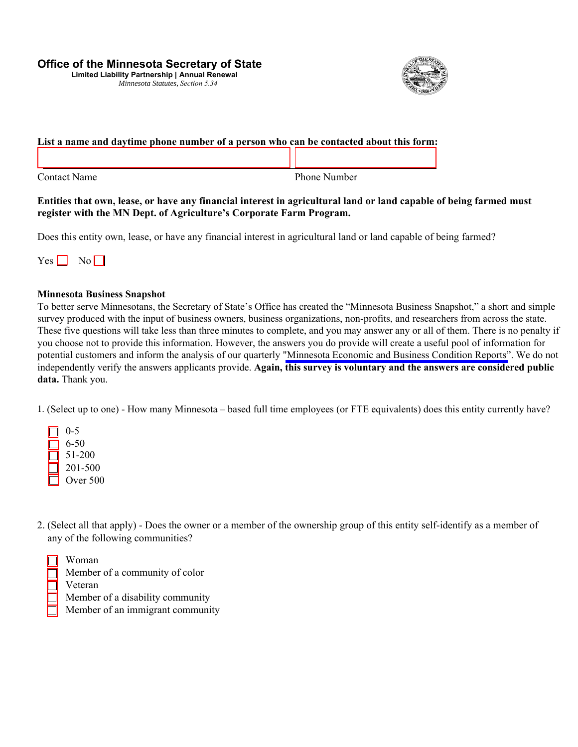# Office of the Minnesota Secretary of State

**Limited Liability Partnership | Annual Renewal**

*Minnesota Statutes, Section 5.34*

**List a name and daytime phone number of a person who can be contacted about this form:**

Contact Name ______________________ Phone Number ______________________

**Entities that own, lease, or have any financial interest in agricultural land or land capable of being farmed must register with the MN Dept. of Agriculture's Corporate Farm Program.**

Does this entity own, lease, or have any financial interest in agricultural land or land capable of being farmed?

Yes ☐ No ☐

**Minnesota Business Snapshot**

To better serve Minnesotans, the Secretary of State's Office has created the "Minnesota Business Snapshot," a short and simple survey produced with the input of business owners, business organizations, non-profits, and researchers from across the state. These five questions will take less than three minutes to complete, and you may answer any or all of them. There is no penalty if you choose not to provide this information. However, the answers you do provide will create a useful pool of information for potential customers and inform the analysis of our quarterly "Minnesota Economic and Business Condition Reports". We do not independently verify the answers applicants provide. **Again, this survey is voluntary and the answers are considered public data.** Thank you.

1. (Select up to one) - How many Minnesota – based full time employees (or FTE equivalents) does this entity currently have?

   - ☐ 0-5
   - ☐ 6-50
   - ☐ 51-200
   - ☐ 201-500
   - ☐ Over 500

2. (Select all that apply) - Does the owner or a member of the ownership group of this entity self-identify as a member of any of the following communities?

   - ☐ Woman
   - ☐ Member of a community of color
   - ☐ Veteran
   - ☐ Member of a disability community
   - ☐ Member of an immigrant community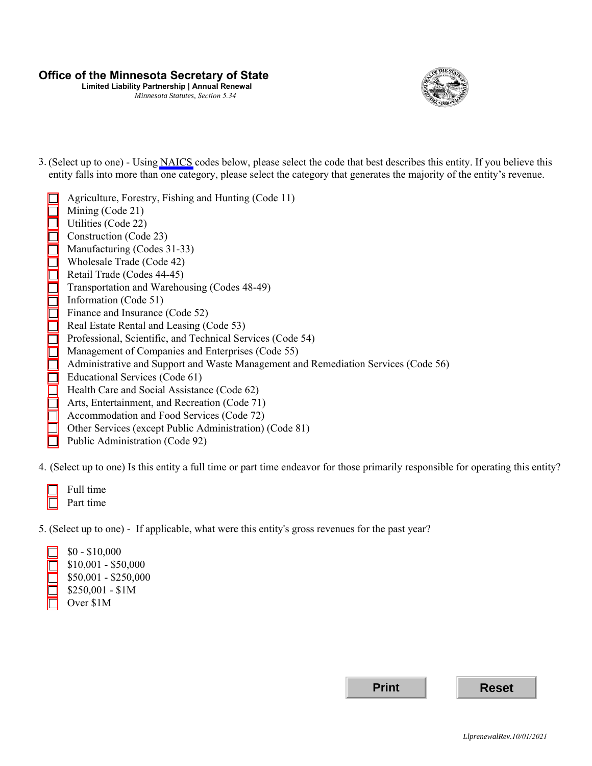**Office of the Minnesota Secretary of State**
**Limited Liability Partnership | Annual Renewal**
*Minnesota Statutes, Section 5.34*

3. (Select up to one) - Using NAICS codes below, please select the code that best describes this entity. If you believe this entity falls into more than one category, please select the category that generates the majority of the entity's revenue.

- ☐ Agriculture, Forestry, Fishing and Hunting (Code 11)
- ☐ Mining (Code 21)
- ☐ Utilities (Code 22)
- ☐ Construction (Code 23)
- ☐ Manufacturing (Codes 31-33)
- ☐ Wholesale Trade (Code 42)
- ☐ Retail Trade (Codes 44-45)
- ☐ Transportation and Warehousing (Codes 48-49)
- ☐ Information (Code 51)
- ☐ Finance and Insurance (Code 52)
- ☐ Real Estate Rental and Leasing (Code 53)
- ☐ Professional, Scientific, and Technical Services (Code 54)
- ☐ Management of Companies and Enterprises (Code 55)
- ☐ Administrative and Support and Waste Management and Remediation Services (Code 56)
- ☐ Educational Services (Code 61)
- ☐ Health Care and Social Assistance (Code 62)
- ☐ Arts, Entertainment, and Recreation (Code 71)
- ☐ Accommodation and Food Services (Code 72)
- ☐ Other Services (except Public Administration) (Code 81)
- ☐ Public Administration (Code 92)

4. (Select up to one) Is this entity a full time or part time endeavor for those primarily responsible for operating this entity?

- ☐ Full time
- ☐ Part time

5. (Select up to one) - If applicable, what were this entity's gross revenues for the past year?

- ☐ $0 - $10,000
- ☐ $10,001 - $50,000
- ☐ $50,001 - $250,000
- ☐ $250,001 - $1M
- ☐ Over $1M

Print | Reset

*LlprenewalRev.10/01/2021*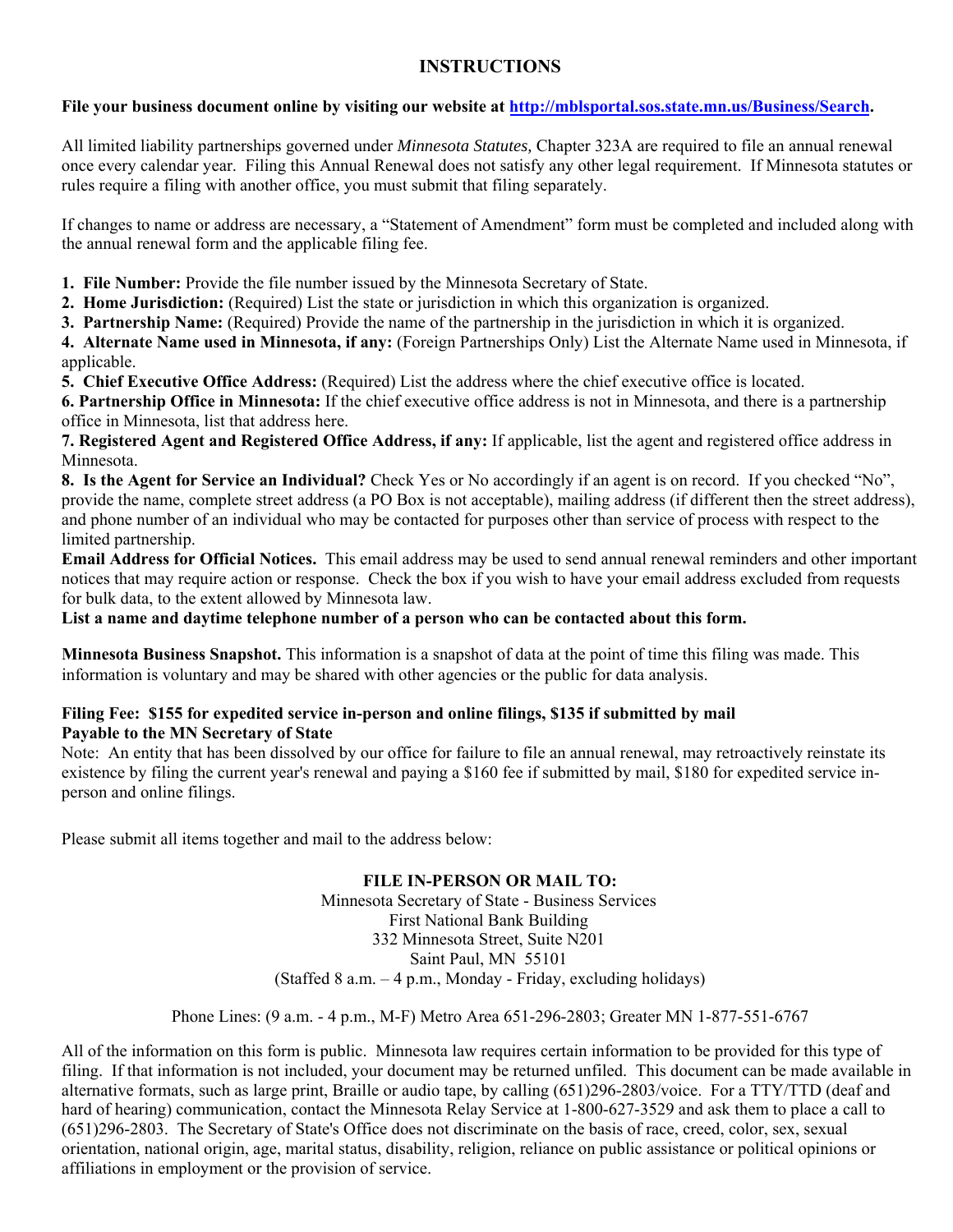# INSTRUCTIONS

**File your business document online by visiting our website at [http://mblsportal.sos.state.mn.us/Business/Search](http://mblsportal.sos.state.mn.us/Business/Search).**

All limited liability partnerships governed under *Minnesota Statutes,* Chapter 323A are required to file an annual renewal once every calendar year. Filing this Annual Renewal does not satisfy any other legal requirement. If Minnesota statutes or rules require a filing with another office, you must submit that filing separately.

If changes to name or address are necessary, a "Statement of Amendment" form must be completed and included along with the annual renewal form and the applicable filing fee.

**1. File Number:** Provide the file number issued by the Minnesota Secretary of State.
**2. Home Jurisdiction:** (Required) List the state or jurisdiction in which this organization is organized.
**3. Partnership Name:** (Required) Provide the name of the partnership in the jurisdiction in which it is organized.
**4. Alternate Name used in Minnesota, if any:** (Foreign Partnerships Only) List the Alternate Name used in Minnesota, if applicable.
**5. Chief Executive Office Address:** (Required) List the address where the chief executive office is located.
**6. Partnership Office in Minnesota:** If the chief executive office address is not in Minnesota, and there is a partnership office in Minnesota, list that address here.
**7. Registered Agent and Registered Office Address, if any:** If applicable, list the agent and registered office address in Minnesota.
**8. Is the Agent for Service an Individual?** Check Yes or No accordingly if an agent is on record. If you checked "No", provide the name, complete street address (a PO Box is not acceptable), mailing address (if different then the street address), and phone number of an individual who may be contacted for purposes other than service of process with respect to the limited partnership.
**Email Address for Official Notices.** This email address may be used to send annual renewal reminders and other important notices that may require action or response. Check the box if you wish to have your email address excluded from requests for bulk data, to the extent allowed by Minnesota law.
**List a name and daytime telephone number of a person who can be contacted about this form.**

**Minnesota Business Snapshot.** This information is a snapshot of data at the point of time this filing was made. This information is voluntary and may be shared with other agencies or the public for data analysis.

**Filing Fee: $155 for expedited service in-person and online filings, $135 if submitted by mail**
**Payable to the MN Secretary of State**
Note: An entity that has been dissolved by our office for failure to file an annual renewal, may retroactively reinstate its existence by filing the current year's renewal and paying a $160 fee if submitted by mail, $180 for expedited service in-person and online filings.

Please submit all items together and mail to the address below:

**FILE IN-PERSON OR MAIL TO:**
Minnesota Secretary of State - Business Services
First National Bank Building
332 Minnesota Street, Suite N201
Saint Paul, MN 55101
(Staffed 8 a.m. – 4 p.m., Monday - Friday, excluding holidays)

Phone Lines: (9 a.m. - 4 p.m., M-F) Metro Area 651-296-2803; Greater MN 1-877-551-6767

All of the information on this form is public. Minnesota law requires certain information to be provided for this type of filing. If that information is not included, your document may be returned unfiled. This document can be made available in alternative formats, such as large print, Braille or audio tape, by calling (651)296-2803/voice. For a TTY/TTD (deaf and hard of hearing) communication, contact the Minnesota Relay Service at 1-800-627-3529 and ask them to place a call to (651)296-2803. The Secretary of State's Office does not discriminate on the basis of race, creed, color, sex, sexual orientation, national origin, age, marital status, disability, religion, reliance on public assistance or political opinions or affiliations in employment or the provision of service.